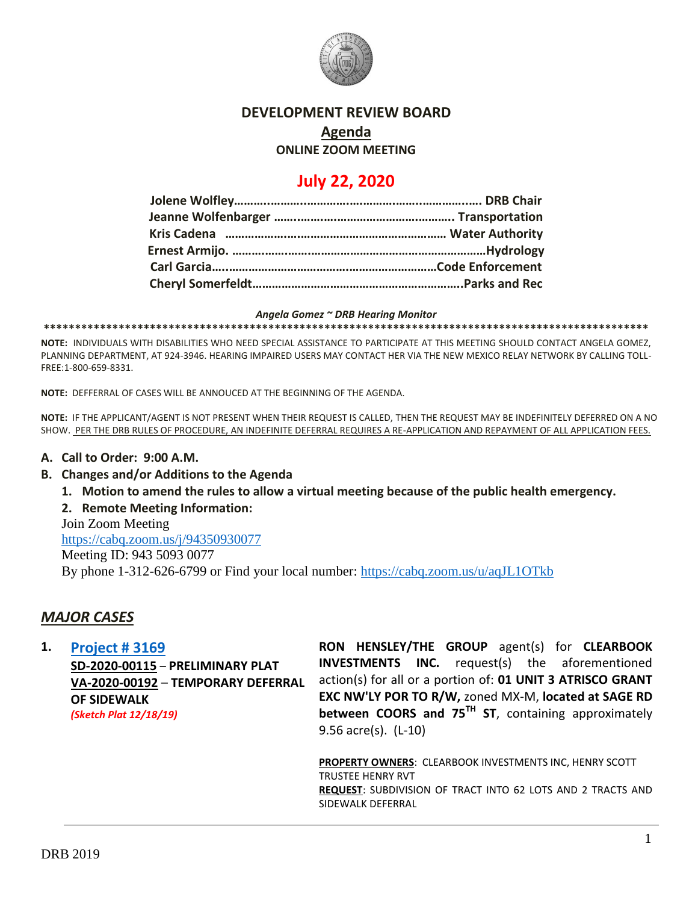# DEVELOPMENT REVIEW BOARD

## Agenda

### ONLINE ZOOM MEETING

## July 22, 2020

**Jolene Wolfley……………………………………………………………. DRB Chair**
**Jeanne Wolfenbarger ……………………………………………. Transportation**
**Kris Cadena ……………………………………………………… Water Authority**
**Ernest Armijo. …………………………………………………………………Hydrology**
**Carl Garcia………………………………………………………………Code Enforcement**
**Cheryl Somerfeldt…………………………………………………………..Parks and Rec**

***Angela Gomez ~ DRB Hearing Monitor***

**\*\*\*\*\*\*\*\*\*\*\*\*\*\*\*\*\*\*\*\*\*\*\*\*\*\*\*\*\*\*\*\*\*\*\*\*\*\*\*\*\*\*\*\*\*\*\*\*\*\*\*\*\*\*\*\*\*\*\*\*\*\*\*\*\*\*\*\*\*\*\*\*\*\*\*\*\*\*\*\*\*\*\*\*\*\*\*\*\*\*\*\*\*\*\*\*\*\*\*\*\*\*\***

**NOTE:** INDIVIDUALS WITH DISABILITIES WHO NEED SPECIAL ASSISTANCE TO PARTICIPATE AT THIS MEETING SHOULD CONTACT ANGELA GOMEZ, PLANNING DEPARTMENT, AT 924-3946. HEARING IMPAIRED USERS MAY CONTACT HER VIA THE NEW MEXICO RELAY NETWORK BY CALLING TOLL-FREE:1-800-659-8331.

**NOTE:** DEFFERRAL OF CASES WILL BE ANNOUCED AT THE BEGINNING OF THE AGENDA.

**NOTE:** IF THE APPLICANT/AGENT IS NOT PRESENT WHEN THEIR REQUEST IS CALLED, THEN THE REQUEST MAY BE INDEFINITELY DEFERRED ON A NO SHOW. PER THE DRB RULES OF PROCEDURE, AN INDEFINITE DEFERRAL REQUIRES A RE-APPLICATION AND REPAYMENT OF ALL APPLICATION FEES.

**A. Call to Order: 9:00 A.M.**

**B. Changes and/or Additions to the Agenda**

1. **Motion to amend the rules to allow a virtual meeting because of the public health emergency.**
2. **Remote Meeting Information:**

Join Zoom Meeting
https://cabq.zoom.us/j/94350930077
Meeting ID: 943 5093 0077
By phone 1-312-626-6799 or Find your local number: https://cabq.zoom.us/u/aqJL1OTkb

## *MAJOR CASES*

**1. Project # 3169**
**SD-2020-00115** – **PRELIMINARY PLAT**
**VA-2020-00192** – **TEMPORARY DEFERRAL OF SIDEWALK**
***(Sketch Plat 12/18/19)***

**RON HENSLEY/THE GROUP** agent(s) for **CLEARBOOK INVESTMENTS INC.** request(s) the aforementioned action(s) for all or a portion of: **01 UNIT 3 ATRISCO GRANT EXC NW'LY POR TO R/W,** zoned MX-M, **located at SAGE RD between COORS and 75TH ST**, containing approximately 9.56 acre(s). (L-10)

**PROPERTY OWNERS**: CLEARBOOK INVESTMENTS INC, HENRY SCOTT TRUSTEE HENRY RVT
**REQUEST**: SUBDIVISION OF TRACT INTO 62 LOTS AND 2 TRACTS AND SIDEWALK DEFERRAL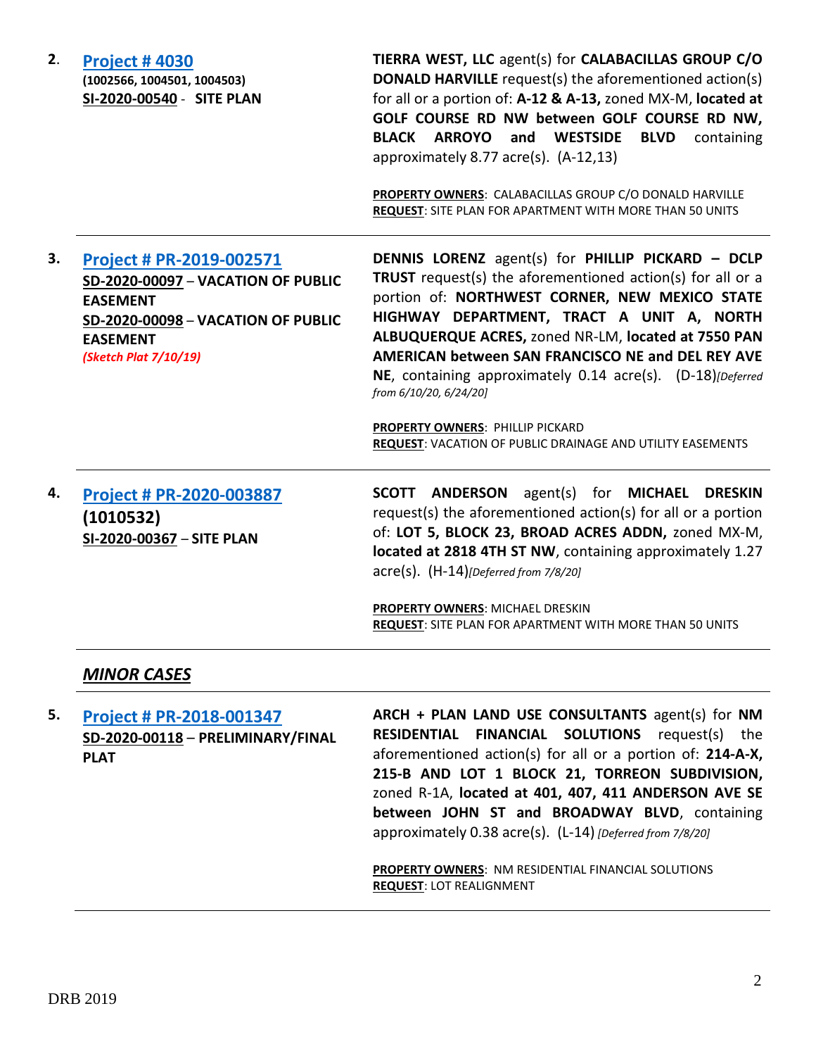2. **Project # 4030**
**(1002566, 1004501, 1004503)**
**SI-2020-00540 - SITE PLAN**

**TIERRA WEST, LLC** agent(s) for **CALABACILLAS GROUP C/O DONALD HARVILLE** request(s) the aforementioned action(s) for all or a portion of: **A-12 & A-13,** zoned MX-M, **located at GOLF COURSE RD NW between GOLF COURSE RD NW, BLACK ARROYO and WESTSIDE BLVD** containing approximately 8.77 acre(s). (A-12,13)

**PROPERTY OWNERS**: CALABACILLAS GROUP C/O DONALD HARVILLE
**REQUEST**: SITE PLAN FOR APARTMENT WITH MORE THAN 50 UNITS

---

3. **Project # PR-2019-002571**
**SD-2020-00097 – VACATION OF PUBLIC EASEMENT**
**SD-2020-00098 – VACATION OF PUBLIC EASEMENT**
***(Sketch Plat 7/10/19)***

**DENNIS LORENZ** agent(s) for **PHILLIP PICKARD – DCLP TRUST** request(s) the aforementioned action(s) for all or a portion of: **NORTHWEST CORNER, NEW MEXICO STATE HIGHWAY DEPARTMENT, TRACT A UNIT A, NORTH ALBUQUERQUE ACRES,** zoned NR-LM, **located at 7550 PAN AMERICAN between SAN FRANCISCO NE and DEL REY AVE NE**, containing approximately 0.14 acre(s). (D-18)*[Deferred from 6/10/20, 6/24/20]*

**PROPERTY OWNERS**: PHILLIP PICKARD
**REQUEST**: VACATION OF PUBLIC DRAINAGE AND UTILITY EASEMENTS

---

4. **Project # PR-2020-003887**
**(1010532)**
**SI-2020-00367 – SITE PLAN**

**SCOTT ANDERSON** agent(s) for **MICHAEL DRESKIN** request(s) the aforementioned action(s) for all or a portion of: **LOT 5, BLOCK 23, BROAD ACRES ADDN,** zoned MX-M, **located at 2818 4TH ST NW**, containing approximately 1.27 acre(s). (H-14)*[Deferred from 7/8/20]*

**PROPERTY OWNERS**: MICHAEL DRESKIN
**REQUEST**: SITE PLAN FOR APARTMENT WITH MORE THAN 50 UNITS

---

## ***MINOR CASES***

---

5. **Project # PR-2018-001347**
**SD-2020-00118 – PRELIMINARY/FINAL PLAT**

**ARCH + PLAN LAND USE CONSULTANTS** agent(s) for **NM RESIDENTIAL FINANCIAL SOLUTIONS** request(s) the aforementioned action(s) for all or a portion of: **214-A-X, 215-B AND LOT 1 BLOCK 21, TORREON SUBDIVISION,** zoned R-1A, **located at 401, 407, 411 ANDERSON AVE SE between JOHN ST and BROADWAY BLVD**, containing approximately 0.38 acre(s). (L-14) *[Deferred from 7/8/20]*

**PROPERTY OWNERS**: NM RESIDENTIAL FINANCIAL SOLUTIONS
**REQUEST**: LOT REALIGNMENT

---

DRB 2019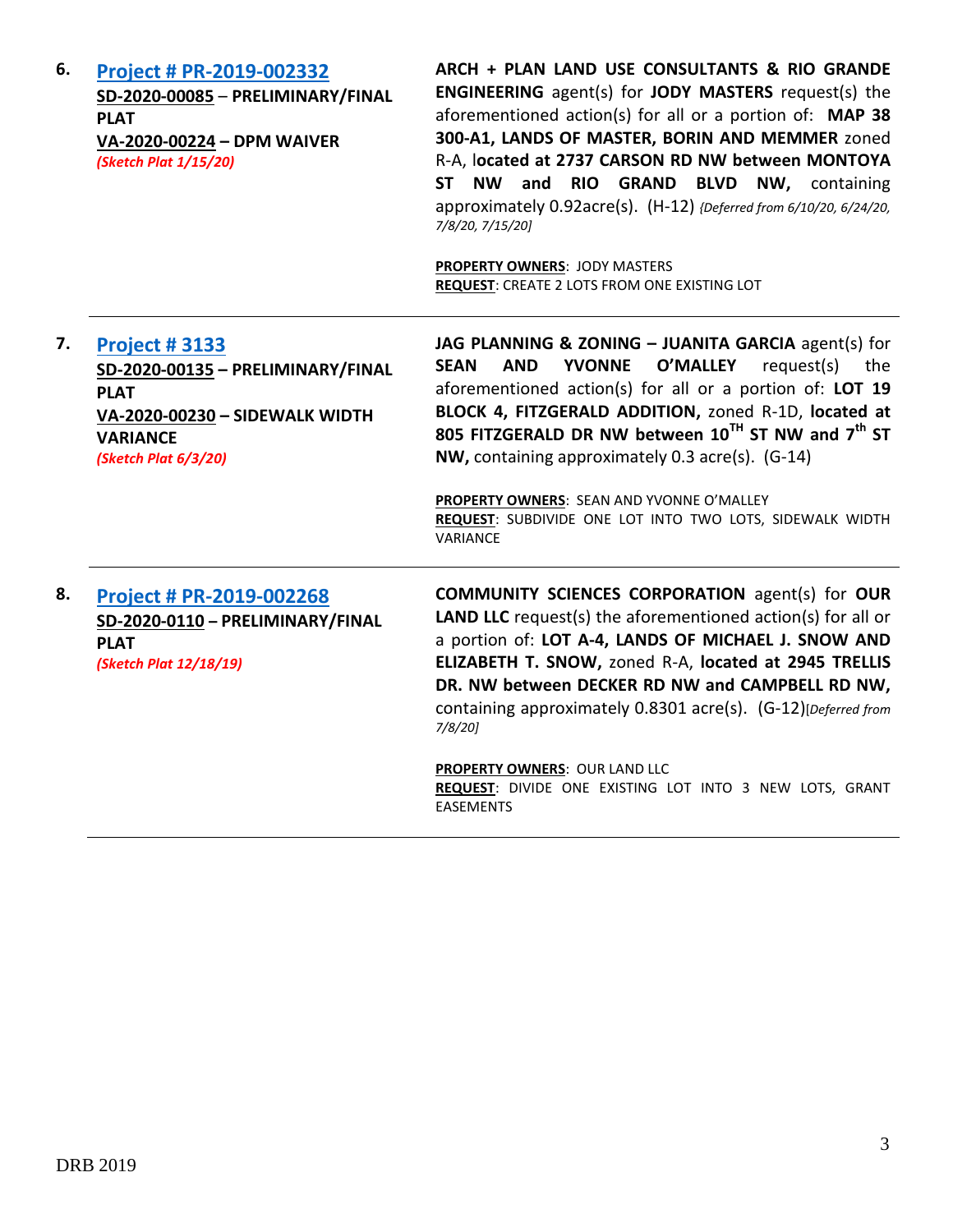**6.** **Project # PR-2019-002332**
**SD-2020-00085** – **PRELIMINARY/FINAL PLAT**
**VA-2020-00224 – DPM WAIVER**
***(Sketch Plat 1/15/20)***

**ARCH + PLAN LAND USE CONSULTANTS & RIO GRANDE ENGINEERING** agent(s) for **JODY MASTERS** request(s) the aforementioned action(s) for all or a portion of: **MAP 38 300-A1, LANDS OF MASTER, BORIN AND MEMMER** zoned R-A, l**ocated at 2737 CARSON RD NW between MONTOYA ST NW and RIO GRAND BLVD NW,** containing approximately 0.92acre(s). (H-12) *{Deferred from 6/10/20, 6/24/20, 7/8/20, 7/15/20]*

**PROPERTY OWNERS**: JODY MASTERS
**REQUEST**: CREATE 2 LOTS FROM ONE EXISTING LOT

---

**7.** **Project # 3133**
**SD-2020-00135 – PRELIMINARY/FINAL PLAT**
**VA-2020-00230 – SIDEWALK WIDTH VARIANCE**
***(Sketch Plat 6/3/20)***

**JAG PLANNING & ZONING – JUANITA GARCIA** agent(s) for **SEAN AND YVONNE O'MALLEY** request(s) the aforementioned action(s) for all or a portion of: **LOT 19 BLOCK 4, FITZGERALD ADDITION,** zoned R-1D, **located at 805 FITZGERALD DR NW between 10TH ST NW and 7th ST NW,** containing approximately 0.3 acre(s). (G-14)

**PROPERTY OWNERS**: SEAN AND YVONNE O'MALLEY
**REQUEST**: SUBDIVIDE ONE LOT INTO TWO LOTS, SIDEWALK WIDTH VARIANCE

---

**8.** **Project # PR-2019-002268**
**SD-2020-0110 – PRELIMINARY/FINAL PLAT**
***(Sketch Plat 12/18/19)***

**COMMUNITY SCIENCES CORPORATION** agent(s) for **OUR LAND LLC** request(s) the aforementioned action(s) for all or a portion of: **LOT A-4, LANDS OF MICHAEL J. SNOW AND ELIZABETH T. SNOW,** zoned R-A, **located at 2945 TRELLIS DR. NW between DECKER RD NW and CAMPBELL RD NW,** containing approximately 0.8301 acre(s). (G-12)*[Deferred from 7/8/20]*

**PROPERTY OWNERS**: OUR LAND LLC
**REQUEST**: DIVIDE ONE EXISTING LOT INTO 3 NEW LOTS, GRANT EASEMENTS

---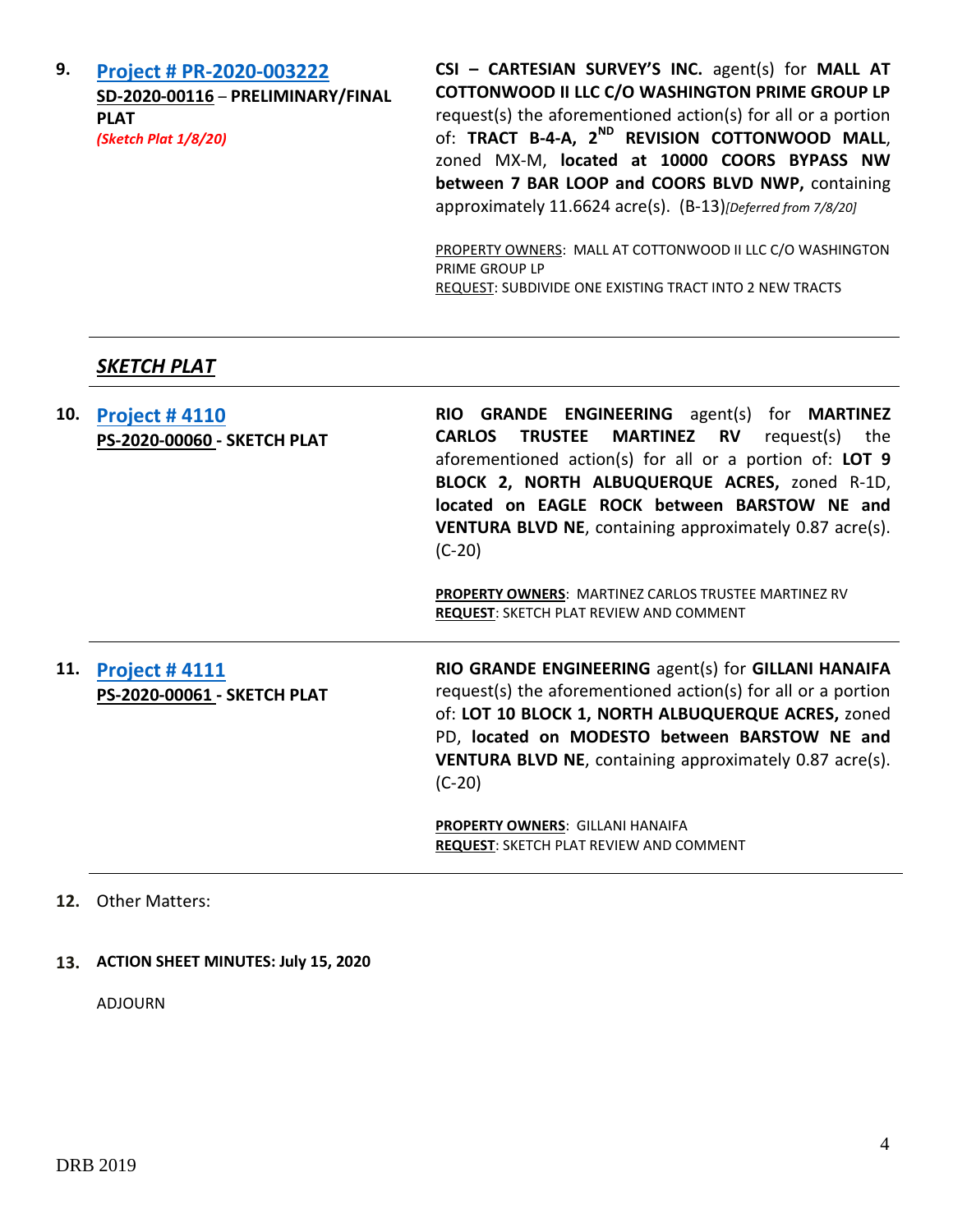**9.** **Project # PR-2020-003222**
**SD-2020-00116** – **PRELIMINARY/FINAL PLAT**
*(Sketch Plat 1/8/20)*

**CSI – CARTESIAN SURVEY'S INC.** agent(s) for **MALL AT COTTONWOOD II LLC C/O WASHINGTON PRIME GROUP LP** request(s) the aforementioned action(s) for all or a portion of: **TRACT B-4-A, 2ND REVISION COTTONWOOD MALL**, zoned MX-M, **located at 10000 COORS BYPASS NW between 7 BAR LOOP and COORS BLVD NWP,** containing approximately 11.6624 acre(s). (B-13)*[Deferred from 7/8/20]*

PROPERTY OWNERS: MALL AT COTTONWOOD II LLC C/O WASHINGTON PRIME GROUP LP
REQUEST: SUBDIVIDE ONE EXISTING TRACT INTO 2 NEW TRACTS

---

## *SKETCH PLAT*

---

**10.** **Project # 4110**
**PS-2020-00060 - SKETCH PLAT**

**RIO GRANDE ENGINEERING** agent(s) for **MARTINEZ CARLOS TRUSTEE MARTINEZ RV** request(s) the aforementioned action(s) for all or a portion of: **LOT 9 BLOCK 2, NORTH ALBUQUERQUE ACRES,** zoned R-1D, **located on EAGLE ROCK between BARSTOW NE and VENTURA BLVD NE**, containing approximately 0.87 acre(s). (C-20)

**PROPERTY OWNERS**: MARTINEZ CARLOS TRUSTEE MARTINEZ RV
**REQUEST**: SKETCH PLAT REVIEW AND COMMENT

---

**11.** **Project # 4111**
**PS-2020-00061 - SKETCH PLAT**

**RIO GRANDE ENGINEERING** agent(s) for **GILLANI HANAIFA** request(s) the aforementioned action(s) for all or a portion of: **LOT 10 BLOCK 1, NORTH ALBUQUERQUE ACRES,** zoned PD, **located on MODESTO between BARSTOW NE and VENTURA BLVD NE**, containing approximately 0.87 acre(s). (C-20)

**PROPERTY OWNERS**: GILLANI HANAIFA
**REQUEST**: SKETCH PLAT REVIEW AND COMMENT

---

**12.** Other Matters:

**13.** **ACTION SHEET MINUTES: July 15, 2020**

ADJOURN

DRB 2019